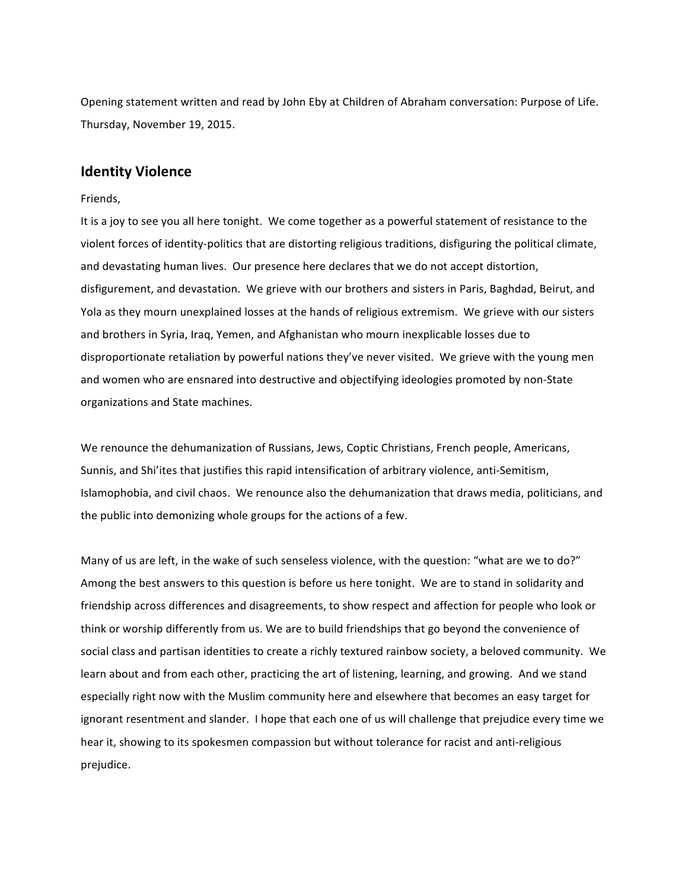Opening statement written and read by John Eby at Children of Abraham conversation: Purpose of Life. Thursday, November 19, 2015.

## Identity Violence

Friends,

It is a joy to see you all here tonight. We come together as a powerful statement of resistance to the violent forces of identity-politics that are distorting religious traditions, disfiguring the political climate, and devastating human lives. Our presence here declares that we do not accept distortion, disfigurement, and devastation. We grieve with our brothers and sisters in Paris, Baghdad, Beirut, and Yola as they mourn unexplained losses at the hands of religious extremism. We grieve with our sisters and brothers in Syria, Iraq, Yemen, and Afghanistan who mourn inexplicable losses due to disproportionate retaliation by powerful nations they've never visited. We grieve with the young men and women who are ensnared into destructive and objectifying ideologies promoted by non-State organizations and State machines.

We renounce the dehumanization of Russians, Jews, Coptic Christians, French people, Americans, Sunnis, and Shi'ites that justifies this rapid intensification of arbitrary violence, anti-Semitism, Islamophobia, and civil chaos. We renounce also the dehumanization that draws media, politicians, and the public into demonizing whole groups for the actions of a few.

Many of us are left, in the wake of such senseless violence, with the question: "what are we to do?" Among the best answers to this question is before us here tonight. We are to stand in solidarity and friendship across differences and disagreements, to show respect and affection for people who look or think or worship differently from us. We are to build friendships that go beyond the convenience of social class and partisan identities to create a richly textured rainbow society, a beloved community. We learn about and from each other, practicing the art of listening, learning, and growing. And we stand especially right now with the Muslim community here and elsewhere that becomes an easy target for ignorant resentment and slander. I hope that each one of us will challenge that prejudice every time we hear it, showing to its spokesmen compassion but without tolerance for racist and anti-religious prejudice.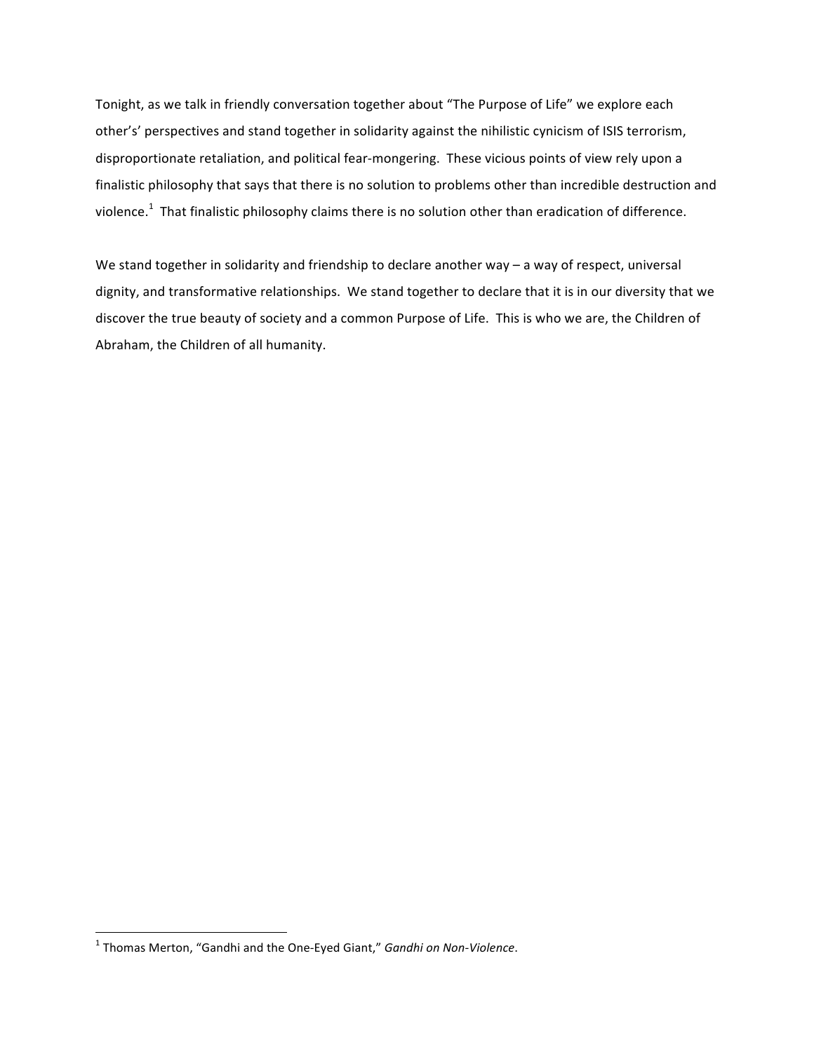Tonight, as we talk in friendly conversation together about "The Purpose of Life" we explore each other's' perspectives and stand together in solidarity against the nihilistic cynicism of ISIS terrorism, disproportionate retaliation, and political fear-mongering. These vicious points of view rely upon a finalistic philosophy that says that there is no solution to problems other than incredible destruction and violence.[1] That finalistic philosophy claims there is no solution other than eradication of difference.

We stand together in solidarity and friendship to declare another way – a way of respect, universal dignity, and transformative relationships. We stand together to declare that it is in our diversity that we discover the true beauty of society and a common Purpose of Life. This is who we are, the Children of Abraham, the Children of all humanity.

---

[1] Thomas Merton, "Gandhi and the One-Eyed Giant," *Gandhi on Non-Violence*.